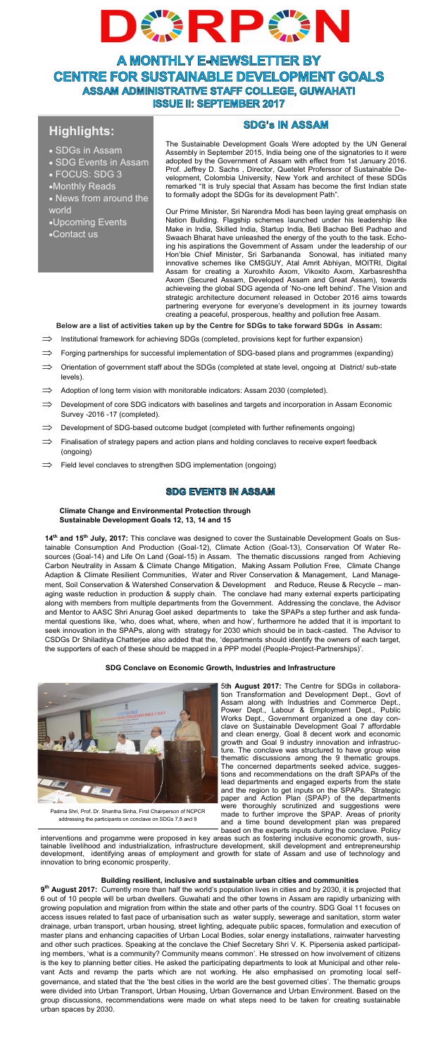# DORPON

## A MONTHLY E-NEWSLETTER BY CENTRE FOR SUSTAINABLE DEVELOPMENT GOALS
### ASSAM ADMINISTRATIVE STAFF COLLEGE, GUWAHATI
### ISSUE II: SEPTEMBER 2017

## Highlights:

- SDGs in Assam
- SDG Events in Assam
- FOCUS: SDG 3
- Monthly Reads
- News from around the world
- Upcoming Events
- Contact us

## SDG's IN ASSAM

The Sustainable Development Goals Were adopted by the UN General Assembly in September 2015, India being one of the signatories to it were adopted by the Government of Assam with effect from 1st January 2016. Prof. Jeffrey D. Sachs , Director, Quetelet Proferssor of Sustainable Development, Colombia University, New York and architect of these SDGs remarked "It is truly special that Assam has become the first Indian state to formally adopt the SDGs for its development Path".

Our Prime Minister, Sri Narendra Modi has been laying great emphasis on Nation Building. Flagship schemes launched under his leadership like Make in India, Skilled India, Startup India, Beti Bachao Beti Padhao and Swaach Bharat have unleashed the energy of the youth to the task. Echoing his aspirations the Government of Assam under the leadership of our Hon'ble Chief Minister, Sri Sarbananda Sonowal, has initiated many innovative schemes like CMSGUY, Atal Amrit Abhiyan, MOITRI, Digital Assam for creating a Xuroxhito Axom, Vikoxito Axom, Xarbasreshtha Axom (Secured Assam, Developed Assam and Great Assam), towards achieveing the global SDG agenda of 'No-one left behind'. The Vision and strategic architecture document released in October 2016 aims towards partnering everyone for everyone's development in its journey towards creating a peaceful, prosperous, healthy and pollution free Assam.

**Below are a list of activities taken up by the Centre for SDGs to take forward SDGs in Assam:**

- ⇒ Institutional framework for achieving SDGs (completed, provisions kept for further expansion)
- ⇒ Forging partnerships for successful implementation of SDG-based plans and programmes (expanding)
- ⇒ Orientation of government staff about the SDGs (completed at state level, ongoing at District/ sub-state levels).
- ⇒ Adoption of long term vision with monitorable indicators: Assam 2030 (completed).
- ⇒ Development of core SDG indicators with baselines and targets and incorporation in Assam Economic Survey -2016 -17 (completed).
- ⇒ Development of SDG-based outcome budget (completed with further refinements ongoing)
- ⇒ Finalisation of strategy papers and action plans and holding conclaves to receive expert feedback (ongoing)
- ⇒ Field level conclaves to strengthen SDG implementation (ongoing)

## SDG EVENTS IN ASSAM

**Climate Change and Environmental Protection through Sustainable Development Goals 12, 13, 14 and 15**

**14th and 15th July, 2017:** This conclave was designed to cover the Sustainable Development Goals on Sustainable Consumption And Production (Goal-12), Climate Action (Goal-13), Conservation Of Water Resources (Goal-14) and Life On Land (Goal-15) in Assam. The thematic discussions ranged from Achieving Carbon Neutrality in Assam & Climate Change Mitigation, Making Assam Pollution Free, Climate Change Adaption & Climate Resilient Communities, Water and River Conservation & Management, Land Management, Soil Conservation & Watershed Conservation & Development and Reduce, Reuse & Recycle – managing waste reduction in production & supply chain. The conclave had many external experts participating along with members from multiple departments from the Government. Addressing the conclave, the Advisor and Mentor to AASC Shri Anurag Goel asked departments to take the SPAPs a step further and ask fundamental questions like, 'who, does what, where, when and how', furthermore he added that it is important to seek innovation in the SPAPs, along with strategy for 2030 which should be in back-casted. The Advisor to CSDGs Dr Shiladitya Chatterjee also added that the, 'departments should identify the owners of each target, the supporters of each of these should be mapped in a PPP model (People-Project-Partnerships)'.

**SDG Conclave on Economic Growth, Industries and Infrastructure**

Padma Shri, Prof. Dr. Shantha Sinha, First Chairperson of NCPCR addressing the participants on conclave on SDGs 7,8 and 9

**5th August 2017:** The Centre for SDGs in collaboration Transformation and Development Dept., Govt of Assam along with Industries and Commerce Dept., Power Dept., Labour & Employment Dept., Public Works Dept., Government organized a one day conclave on Sustainable Development Goal 7 affordable and clean energy, Goal 8 decent work and economic growth and Goal 9 industry innovation and infrastructure. The conclave was structured to have group wise thematic discussions among the 9 thematic groups. The concerned departments seeked advice, suggestions and recommendations on the draft SPAPs of the lead departments and engaged experts from the state and the region to get inputs on the SPAPs. Strategic paper and Action Plan (SPAP) of the departments were thoroughly scrutinized and suggestions were made to further improve the SPAP. Areas of priority and a time bound development plan was prepared based on the experts inputs during the conclave. Policy interventions and progamme were proposed in key areas such as fostering inclusive economic growth, sustainable livelihood and industrialization, infrastructure development, skill development and entrepreneurship development, identifying areas of employment and growth for state of Assam and use of technology and innovation to bring economic prosperity.

**Building resilient, inclusive and sustainable urban cities and communities**

**9th August 2017:** Currently more than half the world's population lives in cities and by 2030, it is projected that 6 out of 10 people will be urban dwellers. Guwahati and the other towns in Assam are rapidly urbanizing with growing population and migration from within the state and other parts of the country. SDG Goal 11 focuses on access issues related to fast pace of urbanisation such as water supply, sewerage and sanitation, storm water drainage, urban transport, urban housing, street lighting, adequate public spaces, formulation and execution of master plans and enhancing capacities of Urban Local Bodies, solar energy installations, rainwater harvesting and other such practices. Speaking at the conclave the Chief Secretary Shri V. K. Pipersenia asked participating members, 'what is a community? Community means common'. He stressed on how involvement of citizens is the key to planning better cities. He asked the participating departments to look at Municipal and other relevant Acts and revamp the parts which are not working. He also emphasised on promoting local self-governance, and stated that the 'the best cities in the world are the best governed cities'. The thematic groups were divided into Urban Transport, Urban Housing, Urban Governance and Urban Environment. Based on the group discussions, recommendations were made on what steps need to be taken for creating sustainable urban spaces by 2030.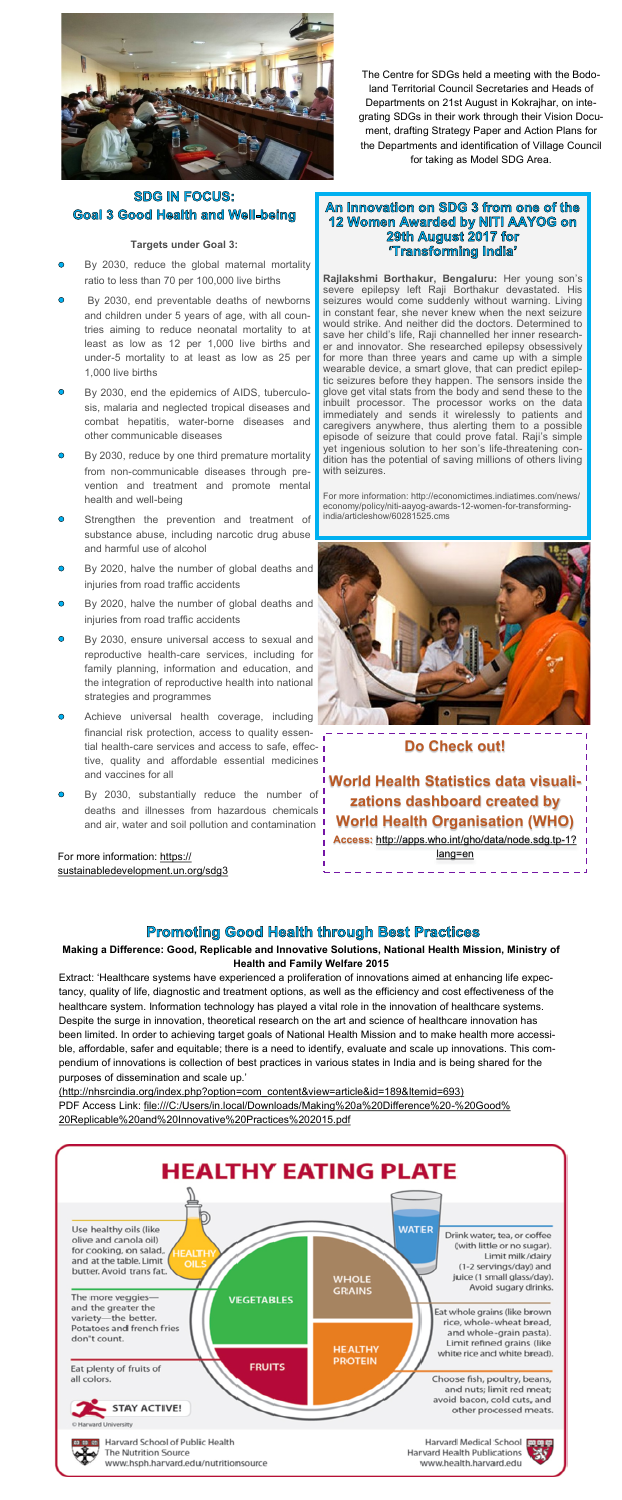The Centre for SDGs held a meeting with the Bodoland Territorial Council Secretaries and Heads of Departments on 21st August in Kokrajhar, on integrating SDGs in their work through their Vision Document, drafting Strategy Paper and Action Plans for the Departments and identification of Village Council for taking as Model SDG Area.

## SDG IN FOCUS: Goal 3 Good Health and Well-being

**Targets under Goal 3:**

- By 2030, reduce the global maternal mortality ratio to less than 70 per 100,000 live births
- By 2030, end preventable deaths of newborns and children under 5 years of age, with all countries aiming to reduce neonatal mortality to at least as low as 12 per 1,000 live births and under-5 mortality to at least as low as 25 per 1,000 live births
- By 2030, end the epidemics of AIDS, tuberculosis, malaria and neglected tropical diseases and combat hepatitis, water-borne diseases and other communicable diseases
- By 2030, reduce by one third premature mortality from non-communicable diseases through prevention and treatment and promote mental health and well-being
- Strengthen the prevention and treatment of substance abuse, including narcotic drug abuse and harmful use of alcohol
- By 2020, halve the number of global deaths and injuries from road traffic accidents
- By 2020, halve the number of global deaths and injuries from road traffic accidents
- By 2030, ensure universal access to sexual and reproductive health-care services, including for family planning, information and education, and the integration of reproductive health into national strategies and programmes
- Achieve universal health coverage, including financial risk protection, access to quality essential health-care services and access to safe, effective, quality and affordable essential medicines and vaccines for all
- By 2030, substantially reduce the number of deaths and illnesses from hazardous chemicals and air, water and soil pollution and contamination

For more information: https://sustainabledevelopment.un.org/sdg3

## An Innovation on SDG 3 from one of the 12 Women Awarded by NITI AAYOG on 29th August 2017 for 'Transforming India'

**Rajlakshmi Borthakur, Bengaluru:** Her young son's severe epilepsy left Raji Borthakur devastated. His seizures would come suddenly without warning. Living in constant fear, she never knew when the next seizure would strike. And neither did the doctors. Determined to save her child's life, Raji channelled her inner researcher and innovator. She researched epilepsy obsessively for more than three years and came up with a simple wearable device, a smart glove, that can predict epileptic seizures before they happen. The sensors inside the glove get vital stats from the body and send these to the inbuilt processor. The processor works on the data immediately and sends it wirelessly to patients and caregivers anywhere, thus alerting them to a possible episode of seizure that could prove fatal. Raji's simple yet ingenious solution to her son's life-threatening condition has the potential of saving millions of others living with seizures.

For more information: http://economictimes.indiatimes.com/news/economy/policy/niti-aayog-awards-12-women-for-transforming-india/articleshow/60281525.cms

## Do Check out!

**World Health Statistics data visualizations dashboard created by World Health Organisation (WHO)**

**Access:** http://apps.who.int/gho/data/node.sdg.tp-1?lang=en

## Promoting Good Health through Best Practices

**Making a Difference: Good, Replicable and Innovative Solutions, National Health Mission, Ministry of Health and Family Welfare 2015**

Extract: 'Healthcare systems have experienced a proliferation of innovations aimed at enhancing life expectancy, quality of life, diagnostic and treatment options, as well as the efficiency and cost effectiveness of the healthcare system. Information technology has played a vital role in the innovation of healthcare systems. Despite the surge in innovation, theoretical research on the art and science of healthcare innovation has been limited. In order to achieving target goals of National Health Mission and to make health more accessible, affordable, safer and equitable; there is a need to identify, evaluate and scale up innovations. This compendium of innovations is collection of best practices in various states in India and is being shared for the purposes of dissemination and scale up.'

(http://nhsrcindia.org/index.php?option=com_content&view=article&id=189&Itemid=693)

PDF Access Link: file:///C:/Users/in.local/Downloads/Making%20a%20Difference%20-%20Good%20Replicable%20and%20Innovative%20Practices%202015.pdf

## HEALTHY EATING PLATE

Use healthy oils (like olive and canola oil) for cooking, on salad, and at the table. Limit butter. Avoid trans fat.

HEALTHY OILS

The more veggies—and the greater the variety—the better. Potatoes and french fries don't count.

VEGETABLES

Eat plenty of fruits of all colors.

FRUITS

STAY ACTIVE!

WATER

Drink water, tea, or coffee (with little or no sugar). Limit milk/dairy (1-2 servings/day) and juice (1 small glass/day). Avoid sugary drinks.

WHOLE GRAINS

Eat whole grains (like brown rice, whole-wheat bread, and whole-grain pasta). Limit refined grains (like white rice and white bread).

HEALTHY PROTEIN

Choose fish, poultry, beans, and nuts; limit red meat; avoid bacon, cold cuts, and other processed meats.

© Harvard University

Harvard School of Public Health
The Nutrition Source
www.hsph.harvard.edu/nutritionsource

Harvard Medical School
Harvard Health Publications
www.health.harvard.edu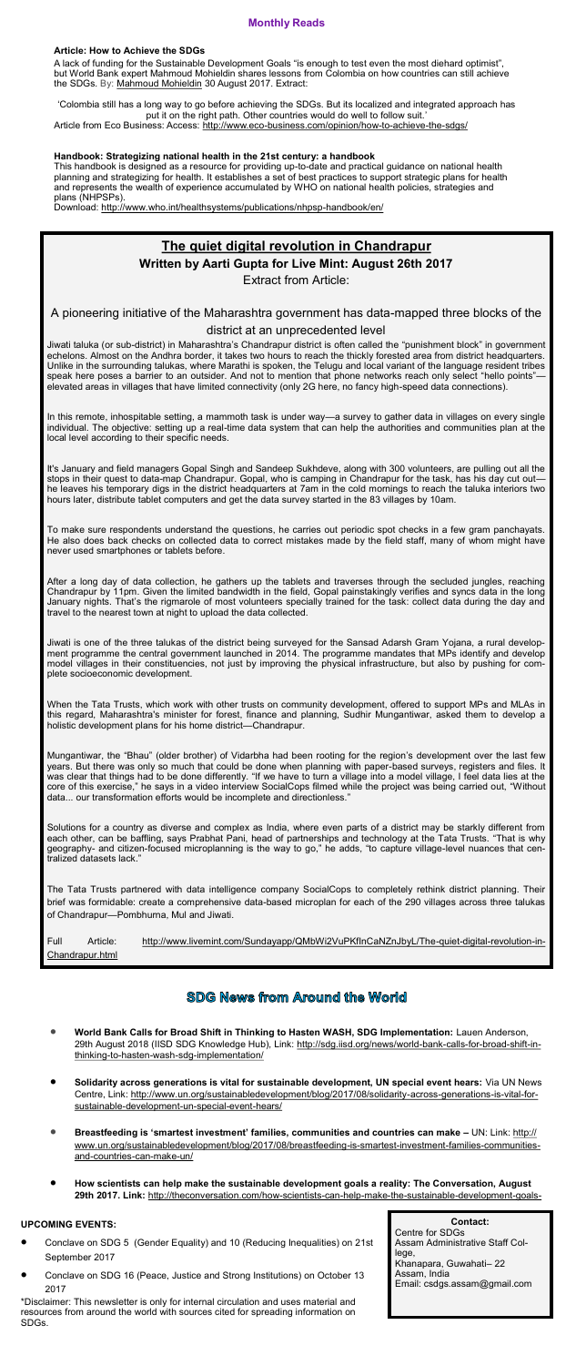## Monthly Reads

**Article: How to Achieve the SDGs**

A lack of funding for the Sustainable Development Goals "is enough to test even the most diehard optimist", but World Bank expert Mahmoud Mohieldin shares lessons from Colombia on how countries can still achieve the SDGs. By: Mahmoud Mohieldin 30 August 2017. Extract:

'Colombia still has a long way to go before achieving the SDGs. But its localized and integrated approach has put it on the right path. Other countries would do well to follow suit.'

Article from Eco Business: Access: http://www.eco-business.com/opinion/how-to-achieve-the-sdgs/

**Handbook: Strategizing national health in the 21st century: a handbook**

This handbook is designed as a resource for providing up-to-date and practical guidance on national health planning and strategizing for health. It establishes a set of best practices to support strategic plans for health and represents the wealth of experience accumulated by WHO on national health policies, strategies and plans (NHPSPs).

Download: http://www.who.int/healthsystems/publications/nhpsp-handbook/en/

## The quiet digital revolution in Chandrapur

### Written by Aarti Gupta for Live Mint: August 26th 2017

Extract from Article:

### A pioneering initiative of the Maharashtra government has data-mapped three blocks of the district at an unprecedented level

Jiwati taluka (or sub-district) in Maharashtra's Chandrapur district is often called the "punishment block" in government echelons. Almost on the Andhra border, it takes two hours to reach the thickly forested area from district headquarters. Unlike in the surrounding talukas, where Marathi is spoken, the Telugu and local variant of the language resident tribes speak here poses a barrier to an outsider. And not to mention that phone networks reach only select "hello points"—elevated areas in villages that have limited connectivity (only 2G here, no fancy high-speed data connections).

In this remote, inhospitable setting, a mammoth task is under way—a survey to gather data in villages on every single individual. The objective: setting up a real-time data system that can help the authorities and communities plan at the local level according to their specific needs.

It's January and field managers Gopal Singh and Sandeep Sukhdeve, along with 300 volunteers, are pulling out all the stops in their quest to data-map Chandrapur. Gopal, who is camping in Chandrapur for the task, has his day cut out—he leaves his temporary digs in the district headquarters at 7am in the cold mornings to reach the taluka interiors two hours later, distribute tablet computers and get the data survey started in the 83 villages by 10am.

To make sure respondents understand the questions, he carries out periodic spot checks in a few gram panchayats. He also does back checks on collected data to correct mistakes made by the field staff, many of whom might have never used smartphones or tablets before.

After a long day of data collection, he gathers up the tablets and traverses through the secluded jungles, reaching Chandrapur by 11pm. Given the limited bandwidth in the field, Gopal painstakingly verifies and syncs data in the long January nights. That's the rigmarole of most volunteers specially trained for the task: collect data during the day and travel to the nearest town at night to upload the data collected.

Jiwati is one of the three talukas of the district being surveyed for the Sansad Adarsh Gram Yojana, a rural development programme the central government launched in 2014. The programme mandates that MPs identify and develop model villages in their constituencies, not just by improving the physical infrastructure, but also by pushing for complete socioeconomic development.

When the Tata Trusts, which work with other trusts on community development, offered to support MPs and MLAs in this regard, Maharashtra's minister for forest, finance and planning, Sudhir Mungantiwar, asked them to develop a holistic development plans for his home district—Chandrapur.

Mungantiwar, the "Bhau" (older brother) of Vidarbha had been rooting for the region's development over the last few years. But there was only so much that could be done when planning with paper-based surveys, registers and files. It was clear that things had to be done differently. "If we have to turn a village into a model village, I feel data lies at the core of this exercise," he says in a video interview SocialCops filmed while the project was being carried out, "Without data... our transformation efforts would be incomplete and directionless."

Solutions for a country as diverse and complex as India, where even parts of a district may be starkly different from each other, can be baffling, says Prabhat Pani, head of partnerships and technology at the Tata Trusts. "That is why geography- and citizen-focused microplanning is the way to go," he adds, "to capture village-level nuances that centralized datasets lack."

The Tata Trusts partnered with data intelligence company SocialCops to completely rethink district planning. Their brief was formidable: create a comprehensive data-based microplan for each of the 290 villages across three talukas of Chandrapur—Pombhurna, Mul and Jiwati.

Full Article: http://www.livemint.com/Sundayapp/QMbWi2VuPKfInCaNZnJbyL/The-quiet-digital-revolution-in-Chandrapur.html

## SDG News from Around the World

- **World Bank Calls for Broad Shift in Thinking to Hasten WASH, SDG Implementation:** Lauen Anderson, 29th August 2018 (IISD SDG Knowledge Hub), Link: http://sdg.iisd.org/news/world-bank-calls-for-broad-shift-in-thinking-to-hasten-wash-sdg-implementation/
- **Solidarity across generations is vital for sustainable development, UN special event hears:** Via UN News Centre, Link: http://www.un.org/sustainabledevelopment/blog/2017/08/solidarity-across-generations-is-vital-for-sustainable-development-un-special-event-hears/
- **Breastfeeding is 'smartest investment' families, communities and countries can make –** UN: Link: http://www.un.org/sustainabledevelopment/blog/2017/08/breastfeeding-is-smartest-investment-families-communities-and-countries-can-make-un/
- **How scientists can help make the sustainable development goals a reality: The Conversation, August 29th 2017. Link:** http://theconversation.com/how-scientists-can-help-make-the-sustainable-development-goals-

**UPCOMING EVENTS:**

- Conclave on SDG 5 (Gender Equality) and 10 (Reducing Inequalities) on 21st September 2017
- Conclave on SDG 16 (Peace, Justice and Strong Institutions) on October 13 2017

**Contact:**
Centre for SDGs
Assam Administrative Staff College,
Khanapara, Guwahati– 22
Assam, India
Email: csdgs.assam@gmail.com

*Disclaimer: This newsletter is only for internal circulation and uses material and resources from around the world with sources cited for spreading information on SDGs.